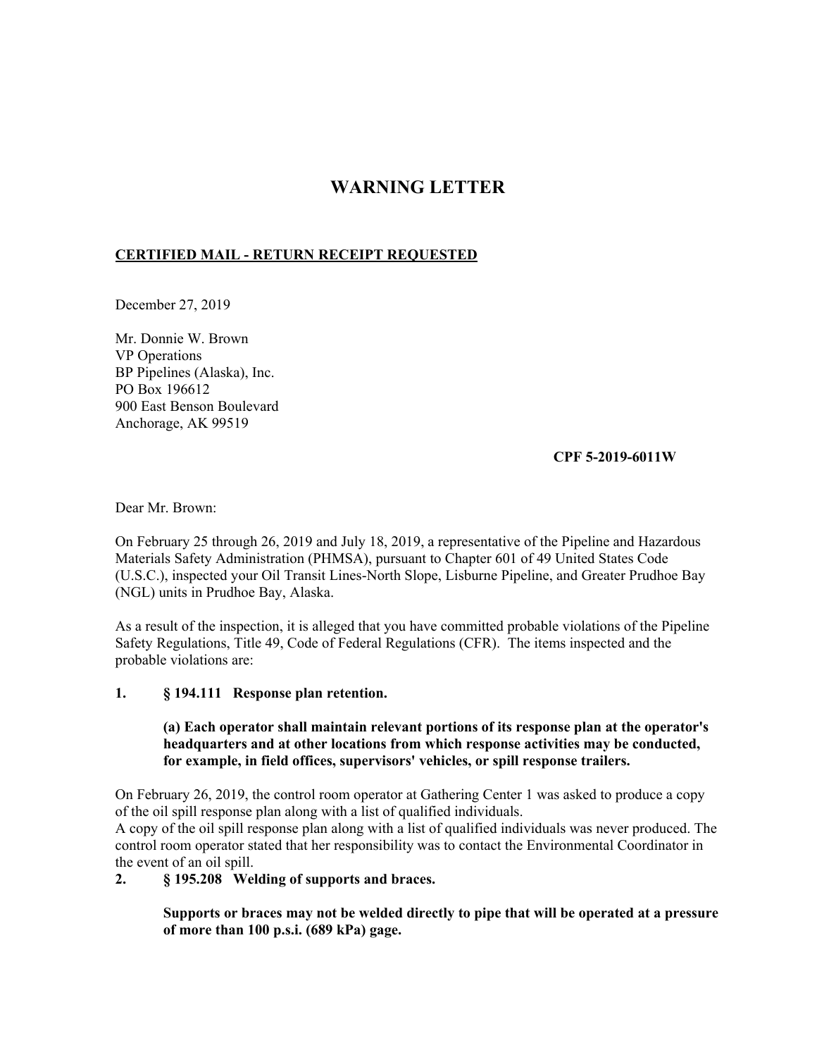# WARNING LETTER

**CERTIFIED MAIL - RETURN RECEIPT REQUESTED**

December 27, 2019

Mr. Donnie W. Brown
VP Operations
BP Pipelines (Alaska), Inc.
PO Box 196612
900 East Benson Boulevard
Anchorage, AK 99519

**CPF 5-2019-6011W**

Dear Mr. Brown:

On February 25 through 26, 2019 and July 18, 2019, a representative of the Pipeline and Hazardous Materials Safety Administration (PHMSA), pursuant to Chapter 601 of 49 United States Code (U.S.C.), inspected your Oil Transit Lines-North Slope, Lisburne Pipeline, and Greater Prudhoe Bay (NGL) units in Prudhoe Bay, Alaska.

As a result of the inspection, it is alleged that you have committed probable violations of the Pipeline Safety Regulations, Title 49, Code of Federal Regulations (CFR). The items inspected and the probable violations are:

**1. § 194.111 Response plan retention.**

**(a) Each operator shall maintain relevant portions of its response plan at the operator's headquarters and at other locations from which response activities may be conducted, for example, in field offices, supervisors' vehicles, or spill response trailers.**

On February 26, 2019, the control room operator at Gathering Center 1 was asked to produce a copy of the oil spill response plan along with a list of qualified individuals.
A copy of the oil spill response plan along with a list of qualified individuals was never produced. The control room operator stated that her responsibility was to contact the Environmental Coordinator in the event of an oil spill.

**2. § 195.208 Welding of supports and braces.**

**Supports or braces may not be welded directly to pipe that will be operated at a pressure of more than 100 p.s.i. (689 kPa) gage.**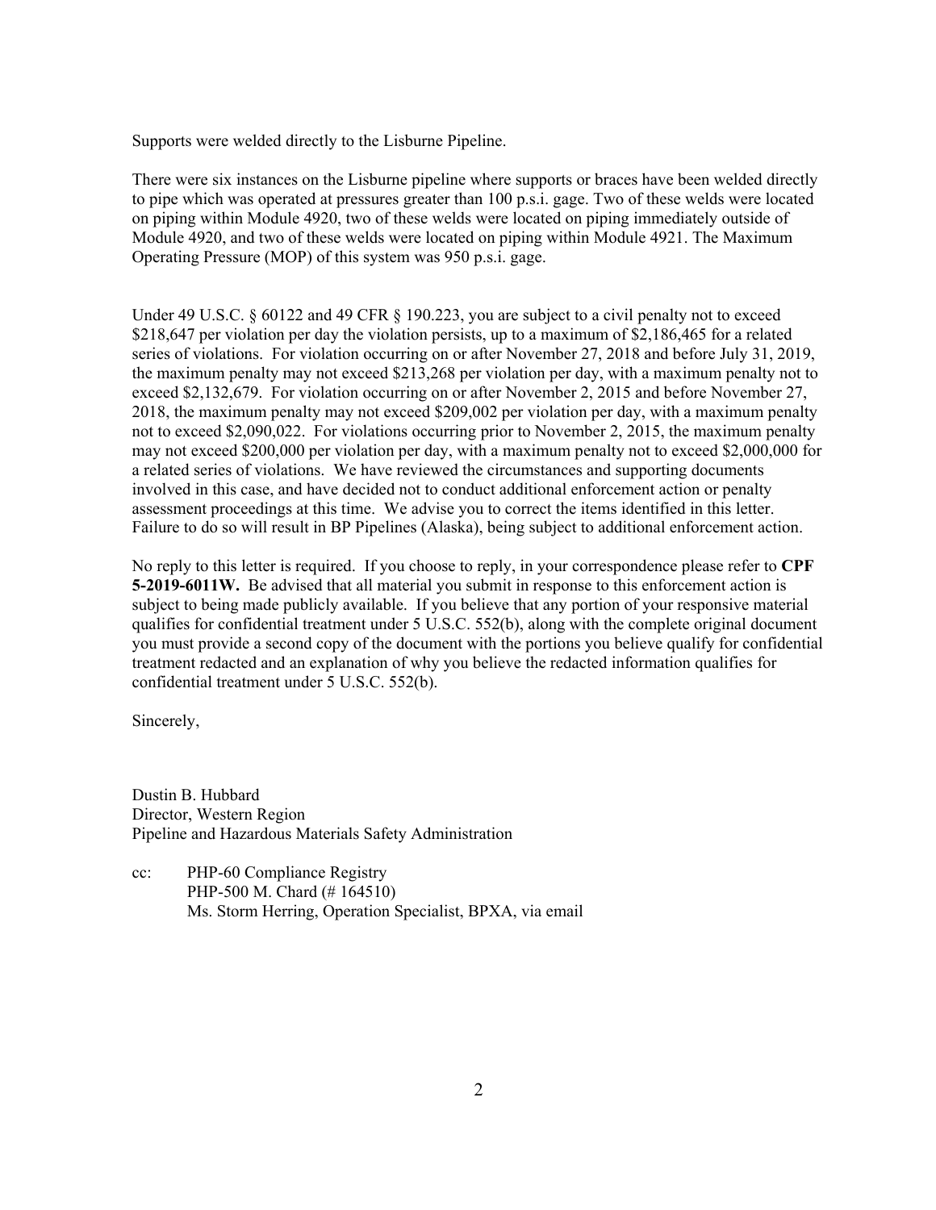Supports were welded directly to the Lisburne Pipeline.

There were six instances on the Lisburne pipeline where supports or braces have been welded directly to pipe which was operated at pressures greater than 100 p.s.i. gage. Two of these welds were located on piping within Module 4920, two of these welds were located on piping immediately outside of Module 4920, and two of these welds were located on piping within Module 4921. The Maximum Operating Pressure (MOP) of this system was 950 p.s.i. gage.

Under 49 U.S.C. § 60122 and 49 CFR § 190.223, you are subject to a civil penalty not to exceed $218,647 per violation per day the violation persists, up to a maximum of $2,186,465 for a related series of violations. For violation occurring on or after November 27, 2018 and before July 31, 2019, the maximum penalty may not exceed $213,268 per violation per day, with a maximum penalty not to exceed $2,132,679. For violation occurring on or after November 2, 2015 and before November 27, 2018, the maximum penalty may not exceed $209,002 per violation per day, with a maximum penalty not to exceed $2,090,022. For violations occurring prior to November 2, 2015, the maximum penalty may not exceed $200,000 per violation per day, with a maximum penalty not to exceed $2,000,000 for a related series of violations. We have reviewed the circumstances and supporting documents involved in this case, and have decided not to conduct additional enforcement action or penalty assessment proceedings at this time. We advise you to correct the items identified in this letter. Failure to do so will result in BP Pipelines (Alaska), being subject to additional enforcement action.

No reply to this letter is required. If you choose to reply, in your correspondence please refer to **CPF 5-2019-6011W.** Be advised that all material you submit in response to this enforcement action is subject to being made publicly available. If you believe that any portion of your responsive material qualifies for confidential treatment under 5 U.S.C. 552(b), along with the complete original document you must provide a second copy of the document with the portions you believe qualify for confidential treatment redacted and an explanation of why you believe the redacted information qualifies for confidential treatment under 5 U.S.C. 552(b).

Sincerely,

Dustin B. Hubbard
Director, Western Region
Pipeline and Hazardous Materials Safety Administration

cc: PHP-60 Compliance Registry
PHP-500 M. Chard (# 164510)
Ms. Storm Herring, Operation Specialist, BPXA, via email